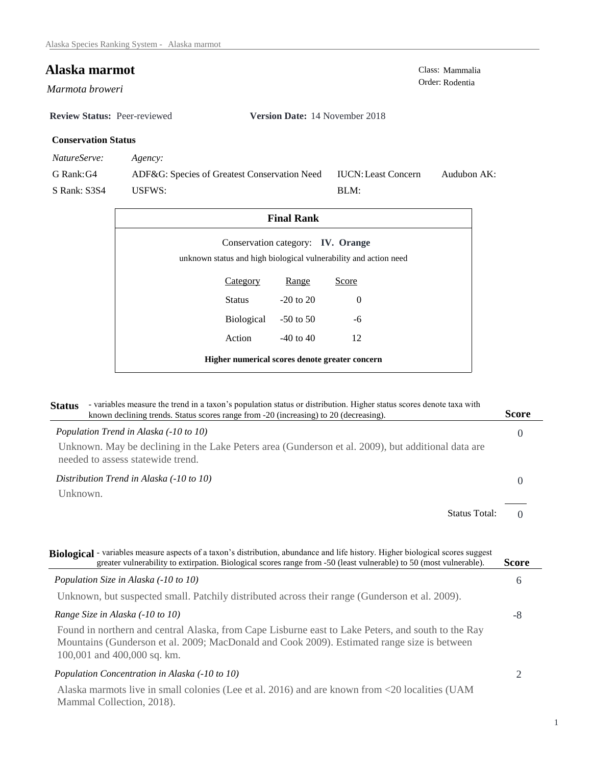# Alaska marmot

*Marmota broweri*

Class: Mammalia
Order: Rodentia

**Review Status:** Peer-reviewed **Version Date:** 14 November 2018

### Conservation Status

| *NatureServe:* | *Agency:* | | |
|---|---|---|---|
| G Rank: G4 | ADF&G: Species of Greatest Conservation Need | IUCN: Least Concern | Audubon AK: |
| S Rank: S3S4 | USFWS: | BLM: | |

### Final Rank

Conservation category: **IV. Orange**

unknown status and high biological vulnerability and action need

| Category | Range | Score |
|---|---|---|
| Status | -20 to 20 | 0 |
| Biological | -50 to 50 | -6 |
| Action | -40 to 40 | 12 |

**Higher numerical scores denote greater concern**

## Status

- variables measure the trend in a taxon's population status or distribution. Higher status scores denote taxa with known declining trends. Status scores range from -20 (increasing) to 20 (decreasing).

**Score**

*Population Trend in Alaska (-10 to 10)* — 0

Unknown. May be declining in the Lake Peters area (Gunderson et al. 2009), but additional data are needed to assess statewide trend.

*Distribution Trend in Alaska (-10 to 10)* — 0

Unknown.

Status Total: 0

## Biological

- variables measure aspects of a taxon's distribution, abundance and life history. Higher biological scores suggest greater vulnerability to extirpation. Biological scores range from -50 (least vulnerable) to 50 (most vulnerable).

**Score**

*Population Size in Alaska (-10 to 10)* — 6

Unknown, but suspected small. Patchily distributed across their range (Gunderson et al. 2009).

*Range Size in Alaska (-10 to 10)* — -8

Found in northern and central Alaska, from Cape Lisburne east to Lake Peters, and south to the Ray Mountains (Gunderson et al. 2009; MacDonald and Cook 2009). Estimated range size is between 100,001 and 400,000 sq. km.

*Population Concentration in Alaska (-10 to 10)* — 2

Alaska marmots live in small colonies (Lee et al. 2016) and are known from <20 localities (UAM Mammal Collection, 2018).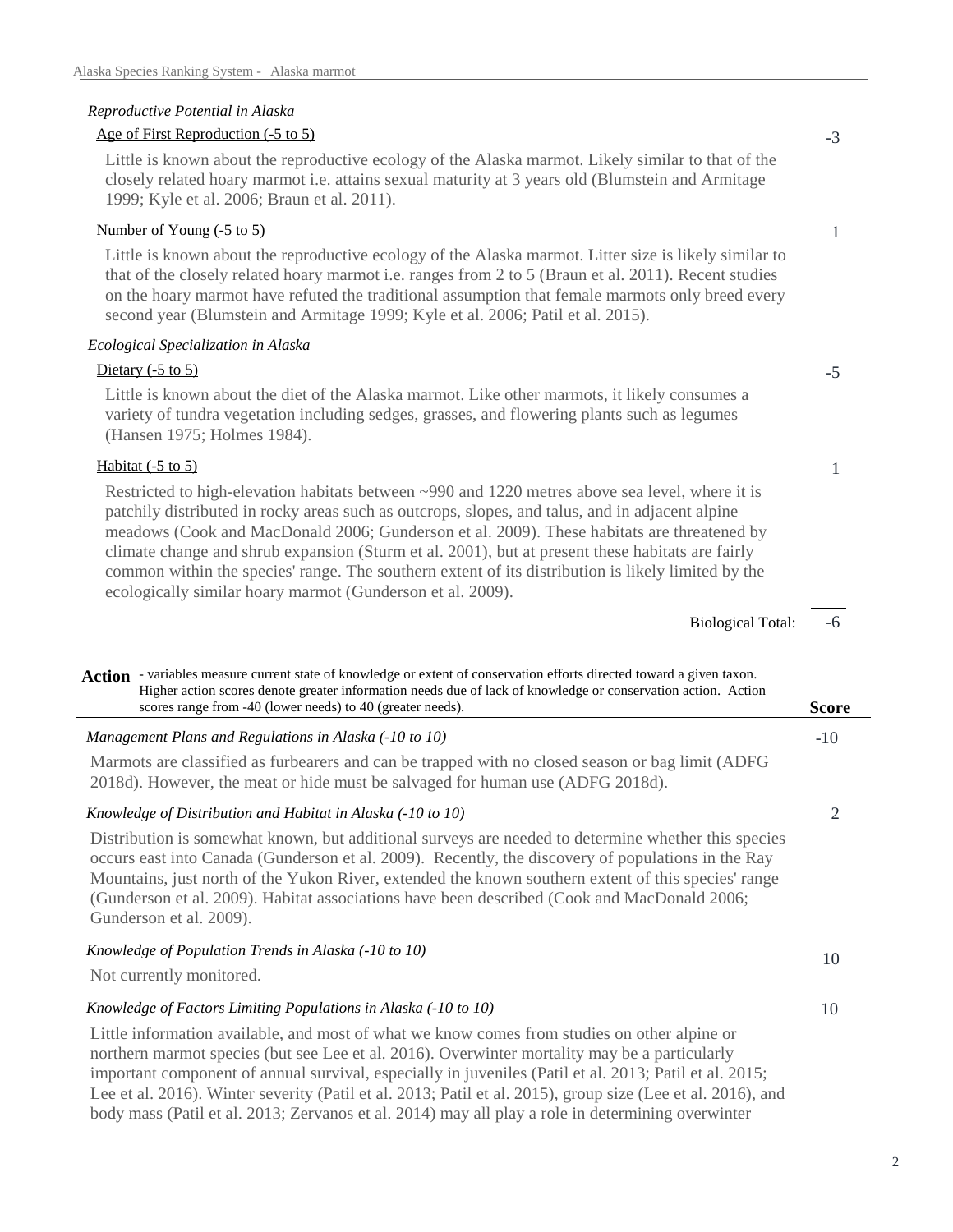*Reproductive Potential in Alaska*

Age of First Reproduction (-5 to 5) — -3

Little is known about the reproductive ecology of the Alaska marmot. Likely similar to that of the closely related hoary marmot i.e. attains sexual maturity at 3 years old (Blumstein and Armitage 1999; Kyle et al. 2006; Braun et al. 2011).

Number of Young (-5 to 5) — 1

Little is known about the reproductive ecology of the Alaska marmot. Litter size is likely similar to that of the closely related hoary marmot i.e. ranges from 2 to 5 (Braun et al. 2011). Recent studies on the hoary marmot have refuted the traditional assumption that female marmots only breed every second year (Blumstein and Armitage 1999; Kyle et al. 2006; Patil et al. 2015).

*Ecological Specialization in Alaska*

Dietary (-5 to 5) — -5

Little is known about the diet of the Alaska marmot. Like other marmots, it likely consumes a variety of tundra vegetation including sedges, grasses, and flowering plants such as legumes (Hansen 1975; Holmes 1984).

Habitat (-5 to 5) — 1

Restricted to high-elevation habitats between ~990 and 1220 metres above sea level, where it is patchily distributed in rocky areas such as outcrops, slopes, and talus, and in adjacent alpine meadows (Cook and MacDonald 2006; Gunderson et al. 2009). These habitats are threatened by climate change and shrub expansion (Sturm et al. 2001), but at present these habitats are fairly common within the species' range. The southern extent of its distribution is likely limited by the ecologically similar hoary marmot (Gunderson et al. 2009).

Biological Total: -6

**Action** - variables measure current state of knowledge or extent of conservation efforts directed toward a given taxon. Higher action scores denote greater information needs due of lack of knowledge or conservation action. Action scores range from -40 (lower needs) to 40 (greater needs).

**Score**

*Management Plans and Regulations in Alaska (-10 to 10)* — -10

Marmots are classified as furbearers and can be trapped with no closed season or bag limit (ADFG 2018d). However, the meat or hide must be salvaged for human use (ADFG 2018d).

*Knowledge of Distribution and Habitat in Alaska (-10 to 10)* — 2

Distribution is somewhat known, but additional surveys are needed to determine whether this species occurs east into Canada (Gunderson et al. 2009). Recently, the discovery of populations in the Ray Mountains, just north of the Yukon River, extended the known southern extent of this species' range (Gunderson et al. 2009). Habitat associations have been described (Cook and MacDonald 2006; Gunderson et al. 2009).

*Knowledge of Population Trends in Alaska (-10 to 10)* — 10

Not currently monitored.

*Knowledge of Factors Limiting Populations in Alaska (-10 to 10)* — 10

Little information available, and most of what we know comes from studies on other alpine or northern marmot species (but see Lee et al. 2016). Overwinter mortality may be a particularly important component of annual survival, especially in juveniles (Patil et al. 2013; Patil et al. 2015; Lee et al. 2016). Winter severity (Patil et al. 2013; Patil et al. 2015), group size (Lee et al. 2016), and body mass (Patil et al. 2013; Zervanos et al. 2014) may all play a role in determining overwinter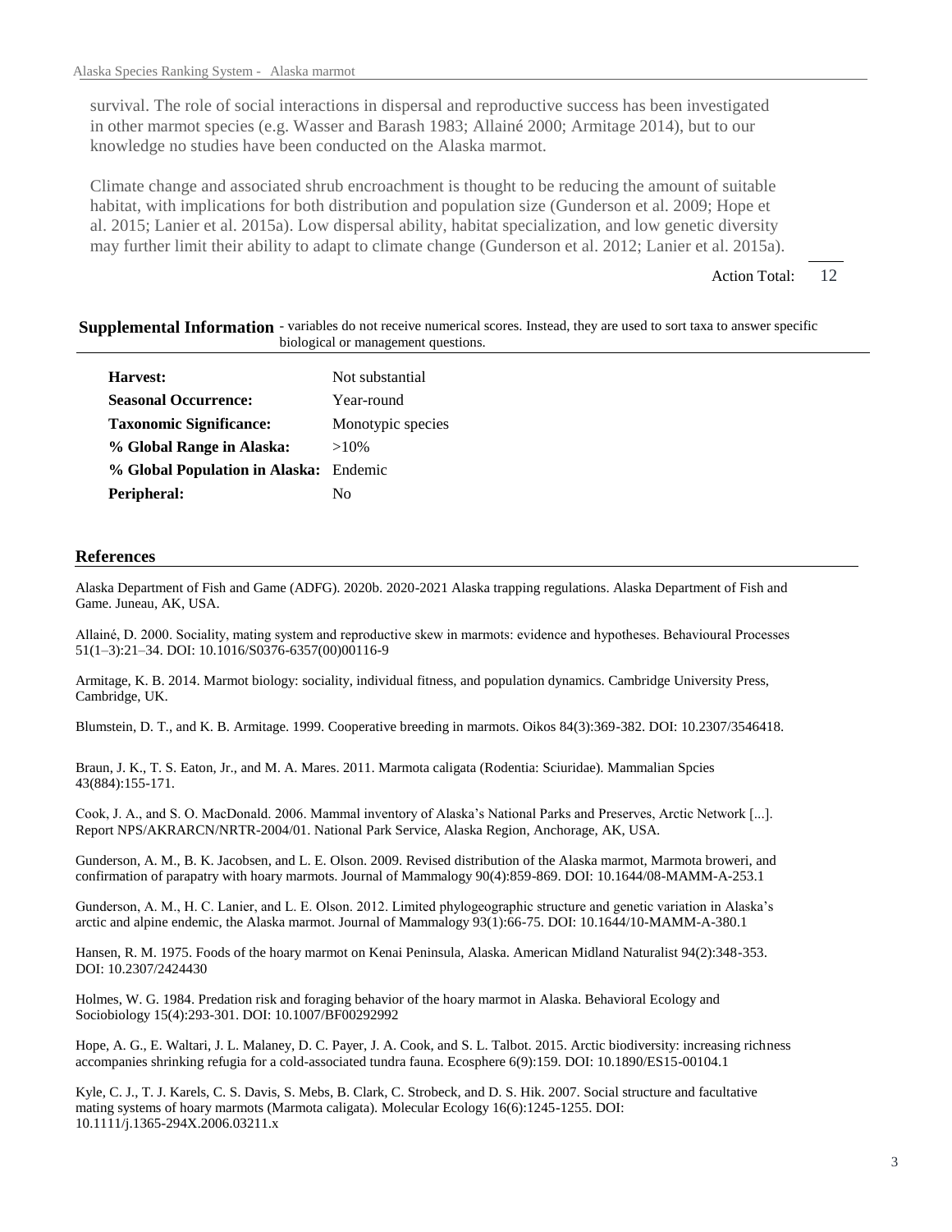survival. The role of social interactions in dispersal and reproductive success has been investigated in other marmot species (e.g. Wasser and Barash 1983; Allainé 2000; Armitage 2014), but to our knowledge no studies have been conducted on the Alaska marmot.

Climate change and associated shrub encroachment is thought to be reducing the amount of suitable habitat, with implications for both distribution and population size (Gunderson et al. 2009; Hope et al. 2015; Lanier et al. 2015a). Low dispersal ability, habitat specialization, and low genetic diversity may further limit their ability to adapt to climate change (Gunderson et al. 2012; Lanier et al. 2015a).

Action Total: 12

**Supplemental Information** - variables do not receive numerical scores. Instead, they are used to sort taxa to answer specific biological or management questions.

| | |
|---|---|
| **Harvest:** | Not substantial |
| **Seasonal Occurrence:** | Year-round |
| **Taxonomic Significance:** | Monotypic species |
| **% Global Range in Alaska:** | >10% |
| **% Global Population in Alaska:** | Endemic |
| **Peripheral:** | No |

## References

Alaska Department of Fish and Game (ADFG). 2020b. 2020-2021 Alaska trapping regulations. Alaska Department of Fish and Game. Juneau, AK, USA.

Allainé, D. 2000. Sociality, mating system and reproductive skew in marmots: evidence and hypotheses. Behavioural Processes 51(1–3):21–34. DOI: 10.1016/S0376-6357(00)00116-9

Armitage, K. B. 2014. Marmot biology: sociality, individual fitness, and population dynamics. Cambridge University Press, Cambridge, UK.

Blumstein, D. T., and K. B. Armitage. 1999. Cooperative breeding in marmots. Oikos 84(3):369-382. DOI: 10.2307/3546418.

Braun, J. K., T. S. Eaton, Jr., and M. A. Mares. 2011. Marmota caligata (Rodentia: Sciuridae). Mammalian Spcies 43(884):155-171.

Cook, J. A., and S. O. MacDonald. 2006. Mammal inventory of Alaska's National Parks and Preserves, Arctic Network [...]. Report NPS/AKRARCN/NRTR-2004/01. National Park Service, Alaska Region, Anchorage, AK, USA.

Gunderson, A. M., B. K. Jacobsen, and L. E. Olson. 2009. Revised distribution of the Alaska marmot, Marmota broweri, and confirmation of parapatry with hoary marmots. Journal of Mammalogy 90(4):859-869. DOI: 10.1644/08-MAMM-A-253.1

Gunderson, A. M., H. C. Lanier, and L. E. Olson. 2012. Limited phylogeographic structure and genetic variation in Alaska's arctic and alpine endemic, the Alaska marmot. Journal of Mammalogy 93(1):66-75. DOI: 10.1644/10-MAMM-A-380.1

Hansen, R. M. 1975. Foods of the hoary marmot on Kenai Peninsula, Alaska. American Midland Naturalist 94(2):348-353. DOI: 10.2307/2424430

Holmes, W. G. 1984. Predation risk and foraging behavior of the hoary marmot in Alaska. Behavioral Ecology and Sociobiology 15(4):293-301. DOI: 10.1007/BF00292992

Hope, A. G., E. Waltari, J. L. Malaney, D. C. Payer, J. A. Cook, and S. L. Talbot. 2015. Arctic biodiversity: increasing richness accompanies shrinking refugia for a cold-associated tundra fauna. Ecosphere 6(9):159. DOI: 10.1890/ES15-00104.1

Kyle, C. J., T. J. Karels, C. S. Davis, S. Mebs, B. Clark, C. Strobeck, and D. S. Hik. 2007. Social structure and facultative mating systems of hoary marmots (Marmota caligata). Molecular Ecology 16(6):1245-1255. DOI: 10.1111/j.1365-294X.2006.03211.x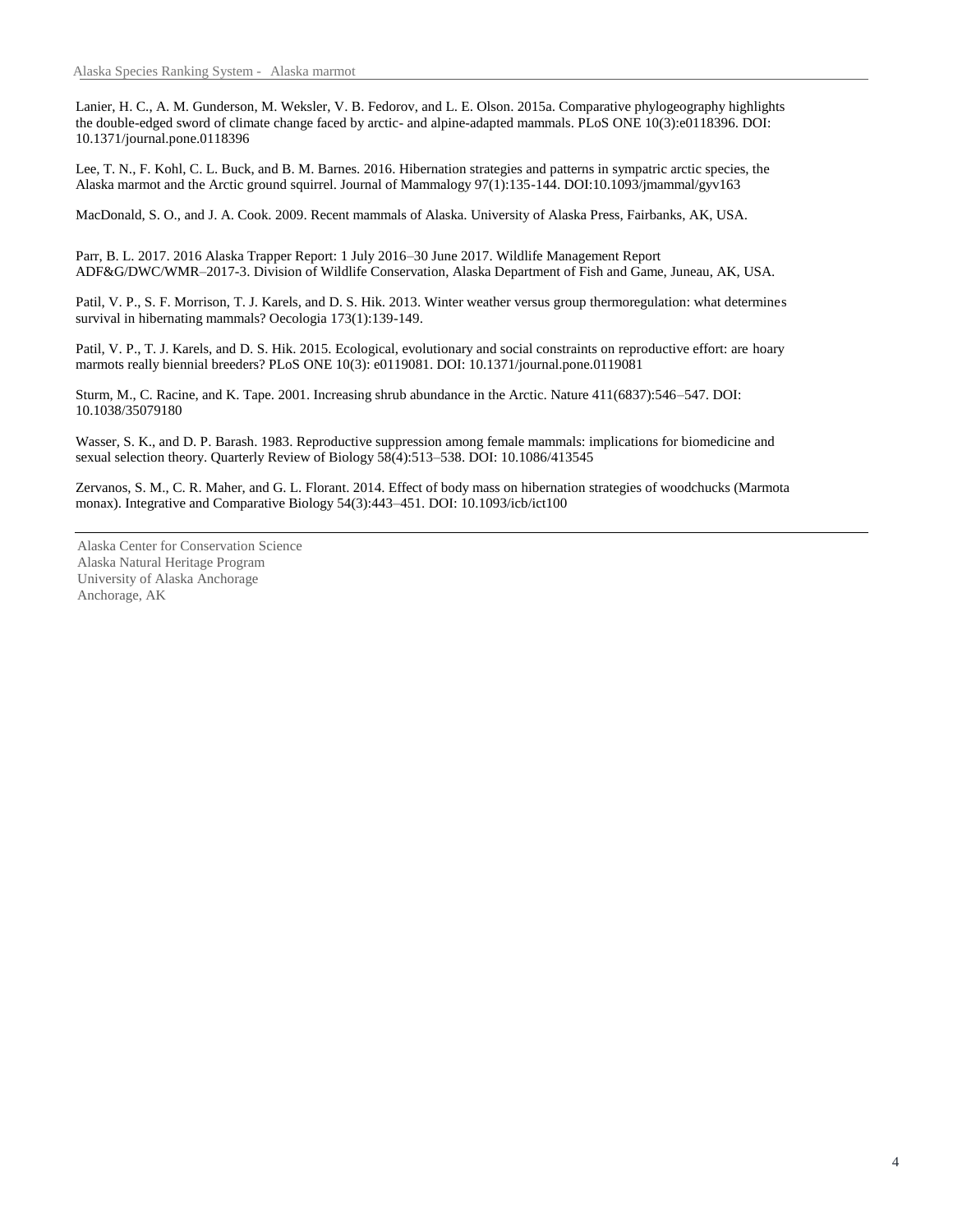Lanier, H. C., A. M. Gunderson, M. Weksler, V. B. Fedorov, and L. E. Olson. 2015a. Comparative phylogeography highlights the double-edged sword of climate change faced by arctic- and alpine-adapted mammals. PLoS ONE 10(3):e0118396. DOI: 10.1371/journal.pone.0118396

Lee, T. N., F. Kohl, C. L. Buck, and B. M. Barnes. 2016. Hibernation strategies and patterns in sympatric arctic species, the Alaska marmot and the Arctic ground squirrel. Journal of Mammalogy 97(1):135-144. DOI:10.1093/jmammal/gyv163

MacDonald, S. O., and J. A. Cook. 2009. Recent mammals of Alaska. University of Alaska Press, Fairbanks, AK, USA.

Parr, B. L. 2017. 2016 Alaska Trapper Report: 1 July 2016–30 June 2017. Wildlife Management Report ADF&G/DWC/WMR–2017-3. Division of Wildlife Conservation, Alaska Department of Fish and Game, Juneau, AK, USA.

Patil, V. P., S. F. Morrison, T. J. Karels, and D. S. Hik. 2013. Winter weather versus group thermoregulation: what determines survival in hibernating mammals? Oecologia 173(1):139-149.

Patil, V. P., T. J. Karels, and D. S. Hik. 2015. Ecological, evolutionary and social constraints on reproductive effort: are hoary marmots really biennial breeders? PLoS ONE 10(3): e0119081. DOI: 10.1371/journal.pone.0119081

Sturm, M., C. Racine, and K. Tape. 2001. Increasing shrub abundance in the Arctic. Nature 411(6837):546–547. DOI: 10.1038/35079180

Wasser, S. K., and D. P. Barash. 1983. Reproductive suppression among female mammals: implications for biomedicine and sexual selection theory. Quarterly Review of Biology 58(4):513–538. DOI: 10.1086/413545

Zervanos, S. M., C. R. Maher, and G. L. Florant. 2014. Effect of body mass on hibernation strategies of woodchucks (Marmota monax). Integrative and Comparative Biology 54(3):443–451. DOI: 10.1093/icb/ict100

Alaska Center for Conservation Science
Alaska Natural Heritage Program
University of Alaska Anchorage
Anchorage, AK